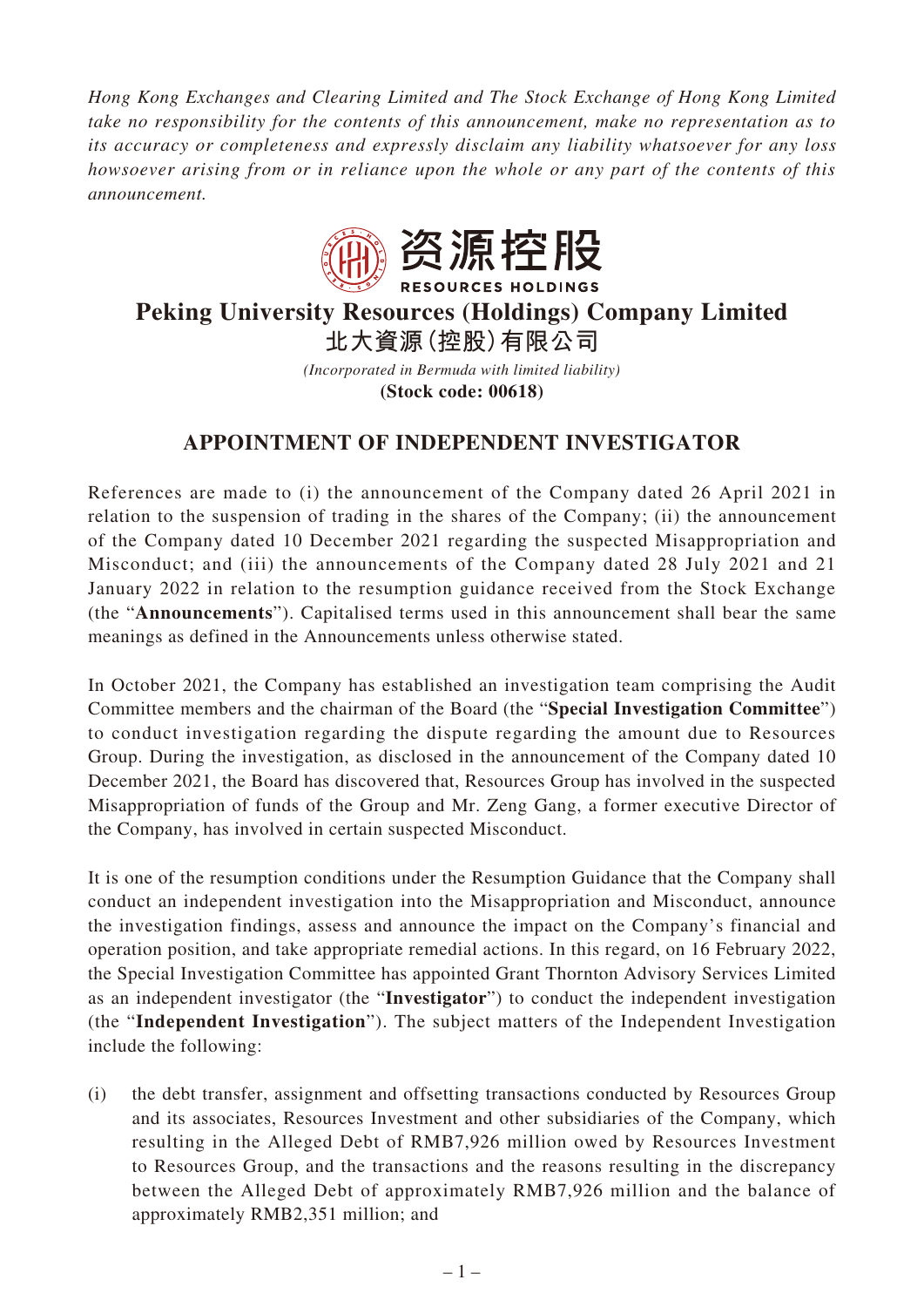*Hong Kong Exchanges and Clearing Limited and The Stock Exchange of Hong Kong Limited take no responsibility for the contents of this announcement, make no representation as to its accuracy or completeness and expressly disclaim any liability whatsoever for any loss howsoever arising from or in reliance upon the whole or any part of the contents of this announcement.*

资源控股
RESOURCES HOLDINGS

# Peking University Resources (Holdings) Company Limited

# 北大資源(控股)有限公司

*(Incorporated in Bermuda with limited liability)*

**(Stock code: 00618)**

## APPOINTMENT OF INDEPENDENT INVESTIGATOR

References are made to (i) the announcement of the Company dated 26 April 2021 in relation to the suspension of trading in the shares of the Company; (ii) the announcement of the Company dated 10 December 2021 regarding the suspected Misappropriation and Misconduct; and (iii) the announcements of the Company dated 28 July 2021 and 21 January 2022 in relation to the resumption guidance received from the Stock Exchange (the "**Announcements**"). Capitalised terms used in this announcement shall bear the same meanings as defined in the Announcements unless otherwise stated.

In October 2021, the Company has established an investigation team comprising the Audit Committee members and the chairman of the Board (the "**Special Investigation Committee**") to conduct investigation regarding the dispute regarding the amount due to Resources Group. During the investigation, as disclosed in the announcement of the Company dated 10 December 2021, the Board has discovered that, Resources Group has involved in the suspected Misappropriation of funds of the Group and Mr. Zeng Gang, a former executive Director of the Company, has involved in certain suspected Misconduct.

It is one of the resumption conditions under the Resumption Guidance that the Company shall conduct an independent investigation into the Misappropriation and Misconduct, announce the investigation findings, assess and announce the impact on the Company's financial and operation position, and take appropriate remedial actions. In this regard, on 16 February 2022, the Special Investigation Committee has appointed Grant Thornton Advisory Services Limited as an independent investigator (the "**Investigator**") to conduct the independent investigation (the "**Independent Investigation**"). The subject matters of the Independent Investigation include the following:

(i) the debt transfer, assignment and offsetting transactions conducted by Resources Group and its associates, Resources Investment and other subsidiaries of the Company, which resulting in the Alleged Debt of RMB7,926 million owed by Resources Investment to Resources Group, and the transactions and the reasons resulting in the discrepancy between the Alleged Debt of approximately RMB7,926 million and the balance of approximately RMB2,351 million; and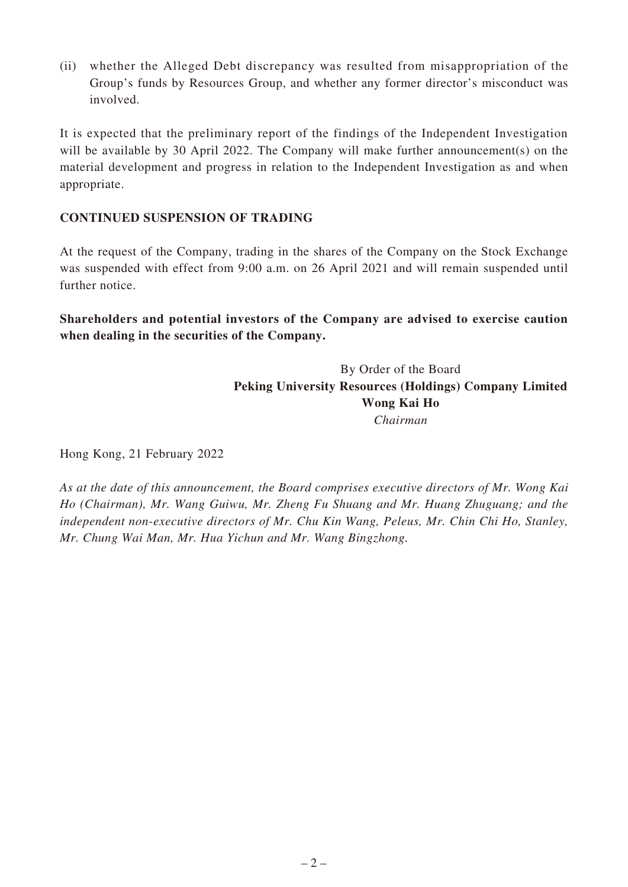(ii) whether the Alleged Debt discrepancy was resulted from misappropriation of the Group's funds by Resources Group, and whether any former director's misconduct was involved.

It is expected that the preliminary report of the findings of the Independent Investigation will be available by 30 April 2022. The Company will make further announcement(s) on the material development and progress in relation to the Independent Investigation as and when appropriate.

**CONTINUED SUSPENSION OF TRADING**

At the request of the Company, trading in the shares of the Company on the Stock Exchange was suspended with effect from 9:00 a.m. on 26 April 2021 and will remain suspended until further notice.

**Shareholders and potential investors of the Company are advised to exercise caution when dealing in the securities of the Company.**

By Order of the Board
**Peking University Resources (Holdings) Company Limited**
**Wong Kai Ho**
*Chairman*

Hong Kong, 21 February 2022

*As at the date of this announcement, the Board comprises executive directors of Mr. Wong Kai Ho (Chairman), Mr. Wang Guiwu, Mr. Zheng Fu Shuang and Mr. Huang Zhuguang; and the independent non-executive directors of Mr. Chu Kin Wang, Peleus, Mr. Chin Chi Ho, Stanley, Mr. Chung Wai Man, Mr. Hua Yichun and Mr. Wang Bingzhong.*